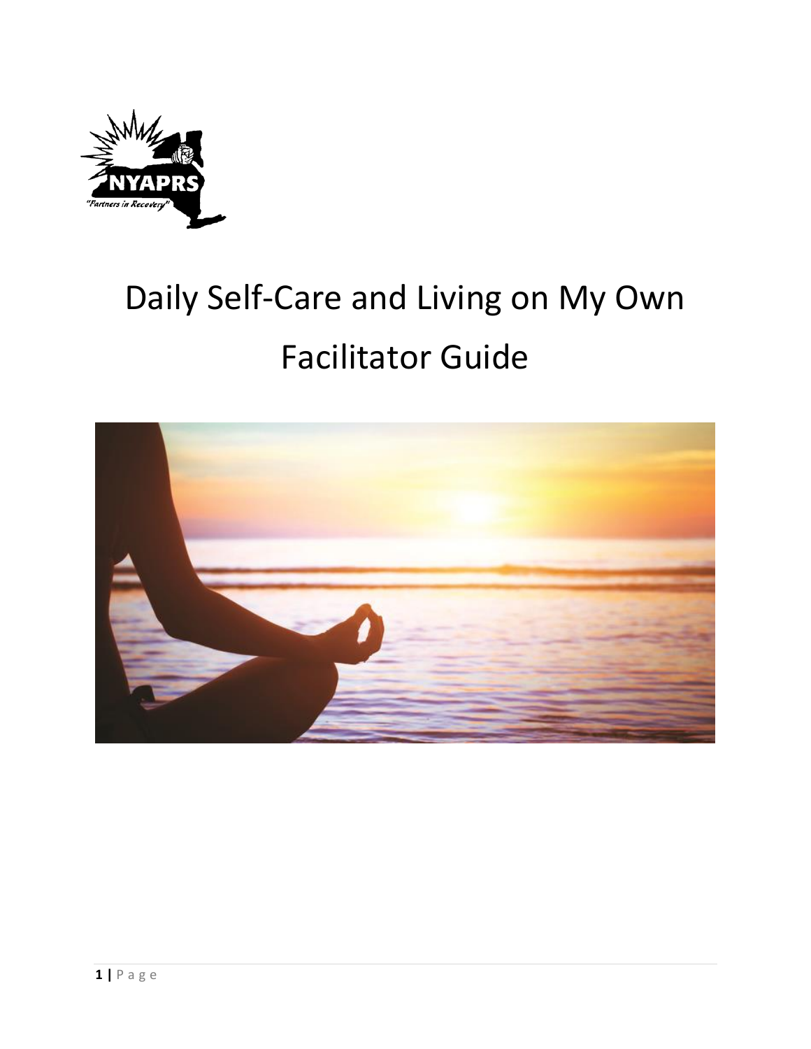# Daily Self-Care and Living on My Own

# Facilitator Guide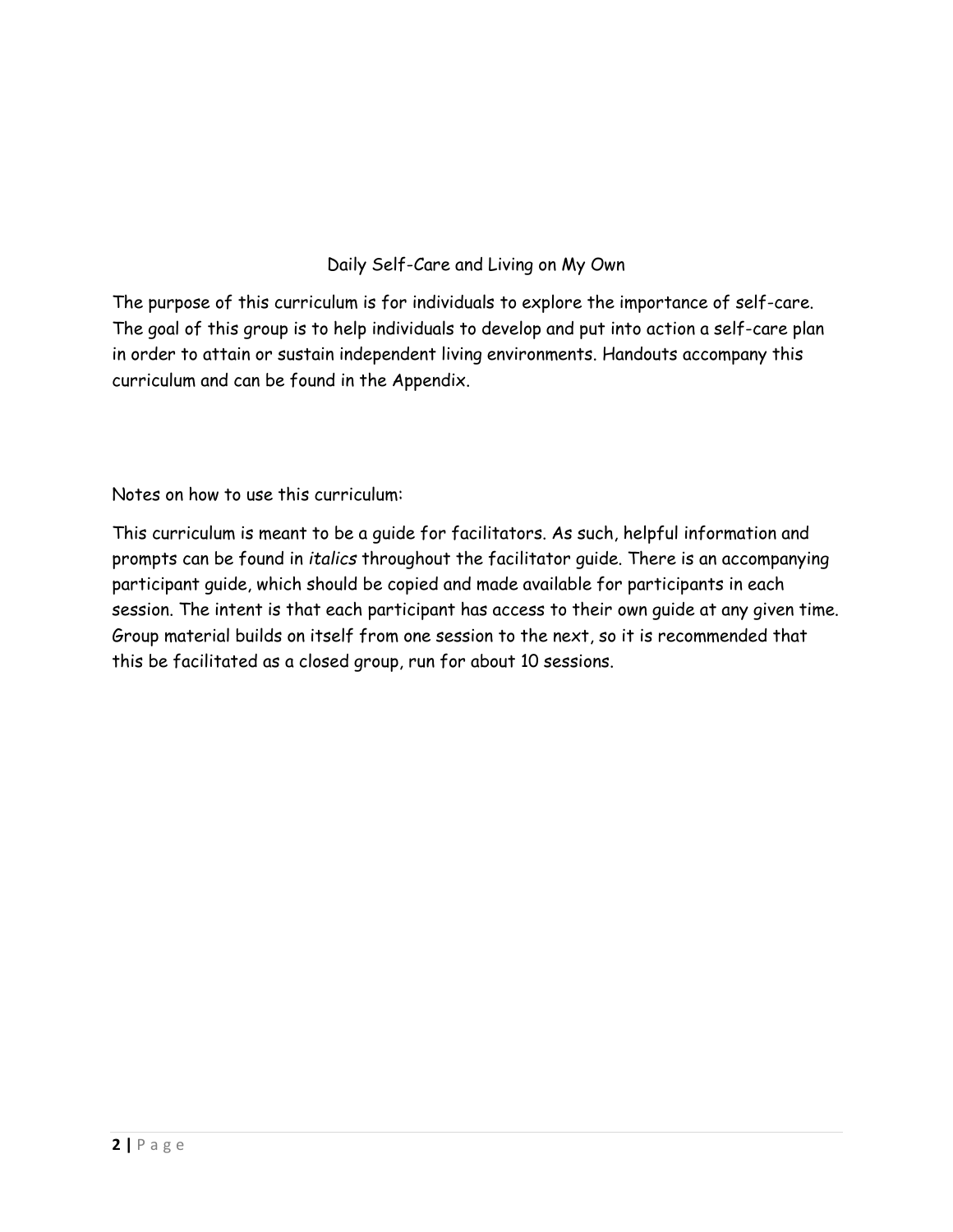# Daily Self-Care and Living on My Own

The purpose of this curriculum is for individuals to explore the importance of self-care. The goal of this group is to help individuals to develop and put into action a self-care plan in order to attain or sustain independent living environments. Handouts accompany this curriculum and can be found in the Appendix.

Notes on how to use this curriculum:

This curriculum is meant to be a guide for facilitators. As such, helpful information and prompts can be found in *italics* throughout the facilitator guide. There is an accompanying participant guide, which should be copied and made available for participants in each session. The intent is that each participant has access to their own guide at any given time. Group material builds on itself from one session to the next, so it is recommended that this be facilitated as a closed group, run for about 10 sessions.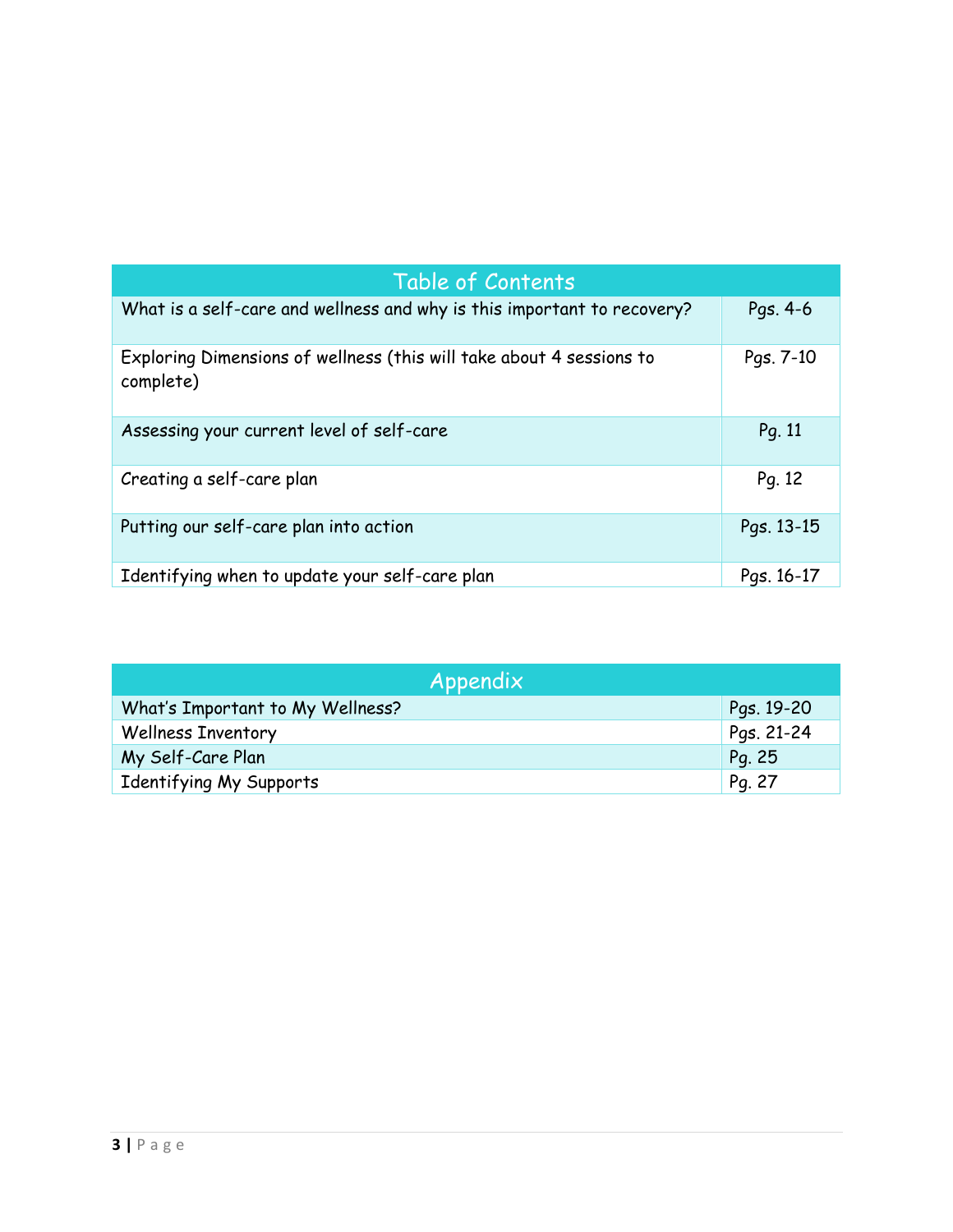| Table of Contents | |
|---|---|
| What is a self-care and wellness and why is this important to recovery? | Pgs. 4-6 |
| Exploring Dimensions of wellness (this will take about 4 sessions to complete) | Pgs. 7-10 |
| Assessing your current level of self-care | Pg. 11 |
| Creating a self-care plan | Pg. 12 |
| Putting our self-care plan into action | Pgs. 13-15 |
| Identifying when to update your self-care plan | Pgs. 16-17 |

| Appendix | |
|---|---|
| What's Important to My Wellness? | Pgs. 19-20 |
| Wellness Inventory | Pgs. 21-24 |
| My Self-Care Plan | Pg. 25 |
| Identifying My Supports | Pg. 27 |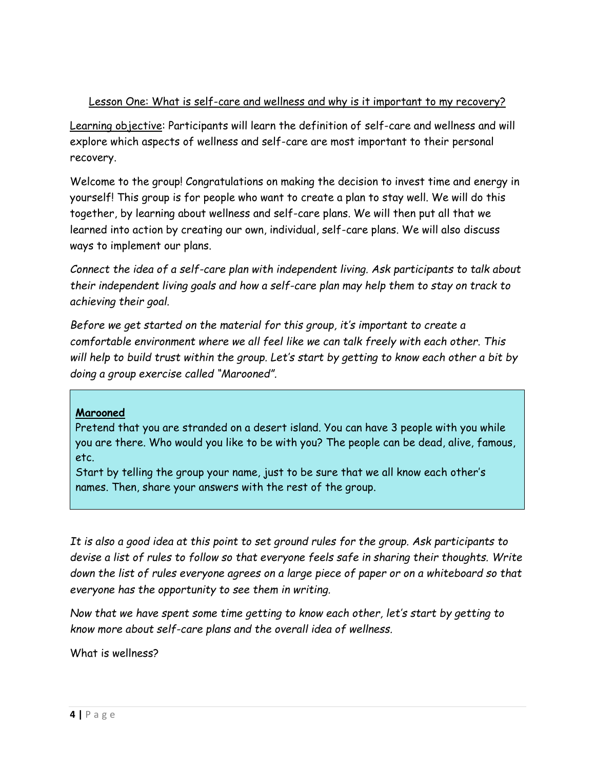## Lesson One: What is self-care and wellness and why is it important to my recovery?

Learning objective: Participants will learn the definition of self-care and wellness and will explore which aspects of wellness and self-care are most important to their personal recovery.

Welcome to the group! Congratulations on making the decision to invest time and energy in yourself! This group is for people who want to create a plan to stay well. We will do this together, by learning about wellness and self-care plans. We will then put all that we learned into action by creating our own, individual, self-care plans. We will also discuss ways to implement our plans.

*Connect the idea of a self-care plan with independent living. Ask participants to talk about their independent living goals and how a self-care plan may help them to stay on track to achieving their goal.*

*Before we get started on the material for this group, it's important to create a comfortable environment where we all feel like we can talk freely with each other. This will help to build trust within the group. Let's start by getting to know each other a bit by doing a group exercise called "Marooned".*

> **Marooned**
>
> Pretend that you are stranded on a desert island. You can have 3 people with you while you are there. Who would you like to be with you? The people can be dead, alive, famous, etc.
>
> Start by telling the group your name, just to be sure that we all know each other's names. Then, share your answers with the rest of the group.

*It is also a good idea at this point to set ground rules for the group. Ask participants to devise a list of rules to follow so that everyone feels safe in sharing their thoughts. Write down the list of rules everyone agrees on a large piece of paper or on a whiteboard so that everyone has the opportunity to see them in writing.*

*Now that we have spent some time getting to know each other, let's start by getting to know more about self-care plans and the overall idea of wellness.*

What is wellness?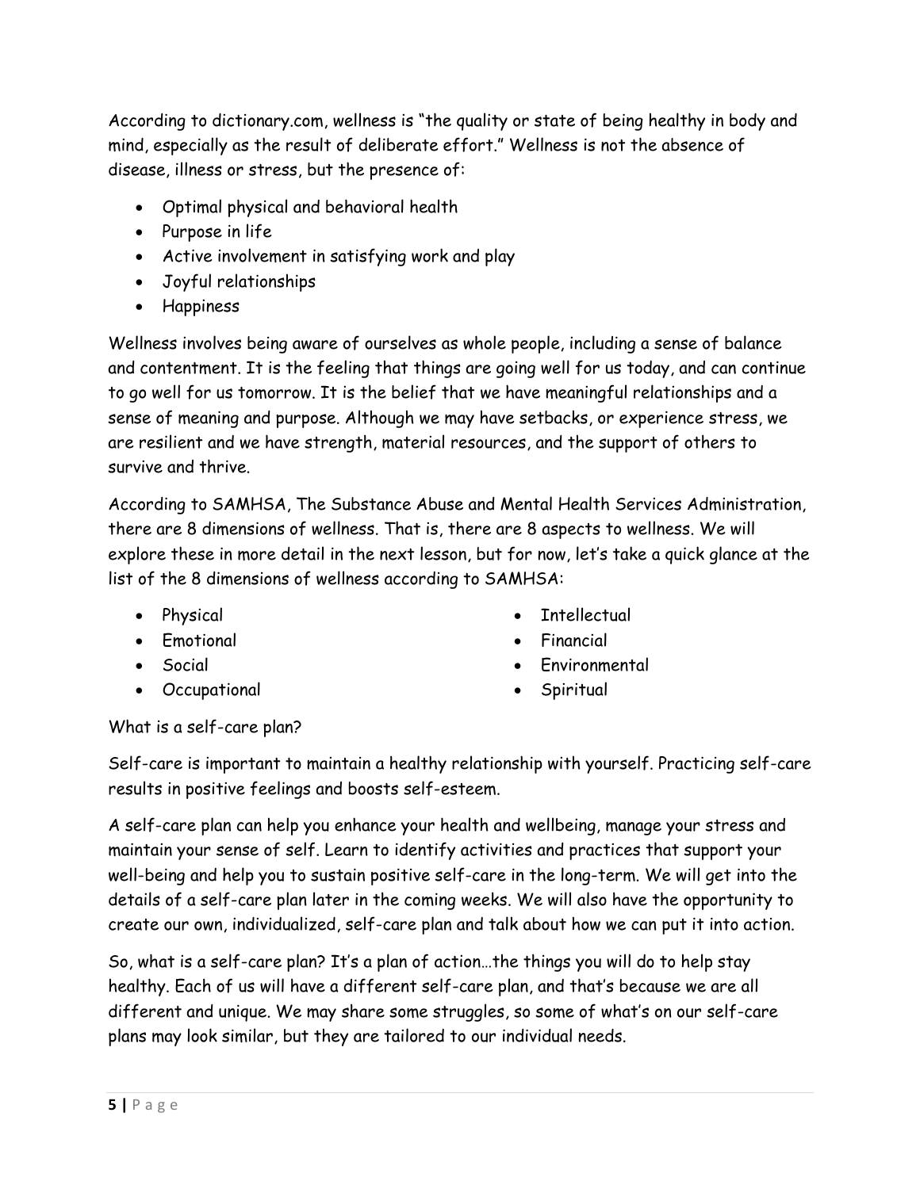According to dictionary.com, wellness is "the quality or state of being healthy in body and mind, especially as the result of deliberate effort." Wellness is not the absence of disease, illness or stress, but the presence of:

- Optimal physical and behavioral health
- Purpose in life
- Active involvement in satisfying work and play
- Joyful relationships
- Happiness

Wellness involves being aware of ourselves as whole people, including a sense of balance and contentment. It is the feeling that things are going well for us today, and can continue to go well for us tomorrow. It is the belief that we have meaningful relationships and a sense of meaning and purpose. Although we may have setbacks, or experience stress, we are resilient and we have strength, material resources, and the support of others to survive and thrive.

According to SAMHSA, The Substance Abuse and Mental Health Services Administration, there are 8 dimensions of wellness. That is, there are 8 aspects to wellness. We will explore these in more detail in the next lesson, but for now, let's take a quick glance at the list of the 8 dimensions of wellness according to SAMHSA:

- Physical
- Emotional
- Social
- Occupational
- Intellectual
- Financial
- Environmental
- Spiritual

What is a self-care plan?

Self-care is important to maintain a healthy relationship with yourself. Practicing self-care results in positive feelings and boosts self-esteem.

A self-care plan can help you enhance your health and wellbeing, manage your stress and maintain your sense of self. Learn to identify activities and practices that support your well-being and help you to sustain positive self-care in the long-term. We will get into the details of a self-care plan later in the coming weeks. We will also have the opportunity to create our own, individualized, self-care plan and talk about how we can put it into action.

So, what is a self-care plan? It's a plan of action…the things you will do to help stay healthy. Each of us will have a different self-care plan, and that's because we are all different and unique. We may share some struggles, so some of what's on our self-care plans may look similar, but they are tailored to our individual needs.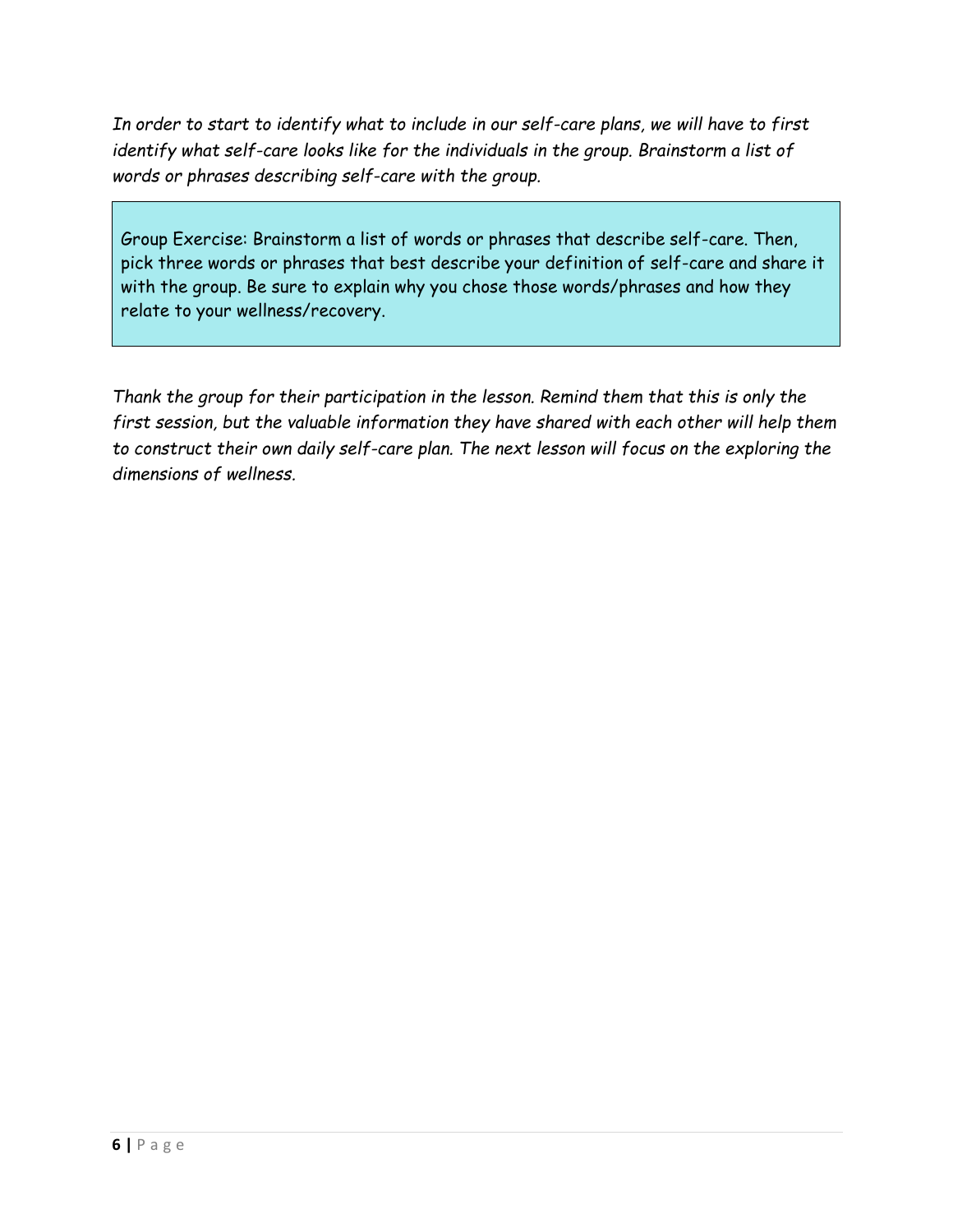*In order to start to identify what to include in our self-care plans, we will have to first identify what self-care looks like for the individuals in the group. Brainstorm a list of words or phrases describing self-care with the group.*

> Group Exercise: Brainstorm a list of words or phrases that describe self-care. Then, pick three words or phrases that best describe your definition of self-care and share it with the group. Be sure to explain why you chose those words/phrases and how they relate to your wellness/recovery.

*Thank the group for their participation in the lesson. Remind them that this is only the first session, but the valuable information they have shared with each other will help them to construct their own daily self-care plan. The next lesson will focus on the exploring the dimensions of wellness.*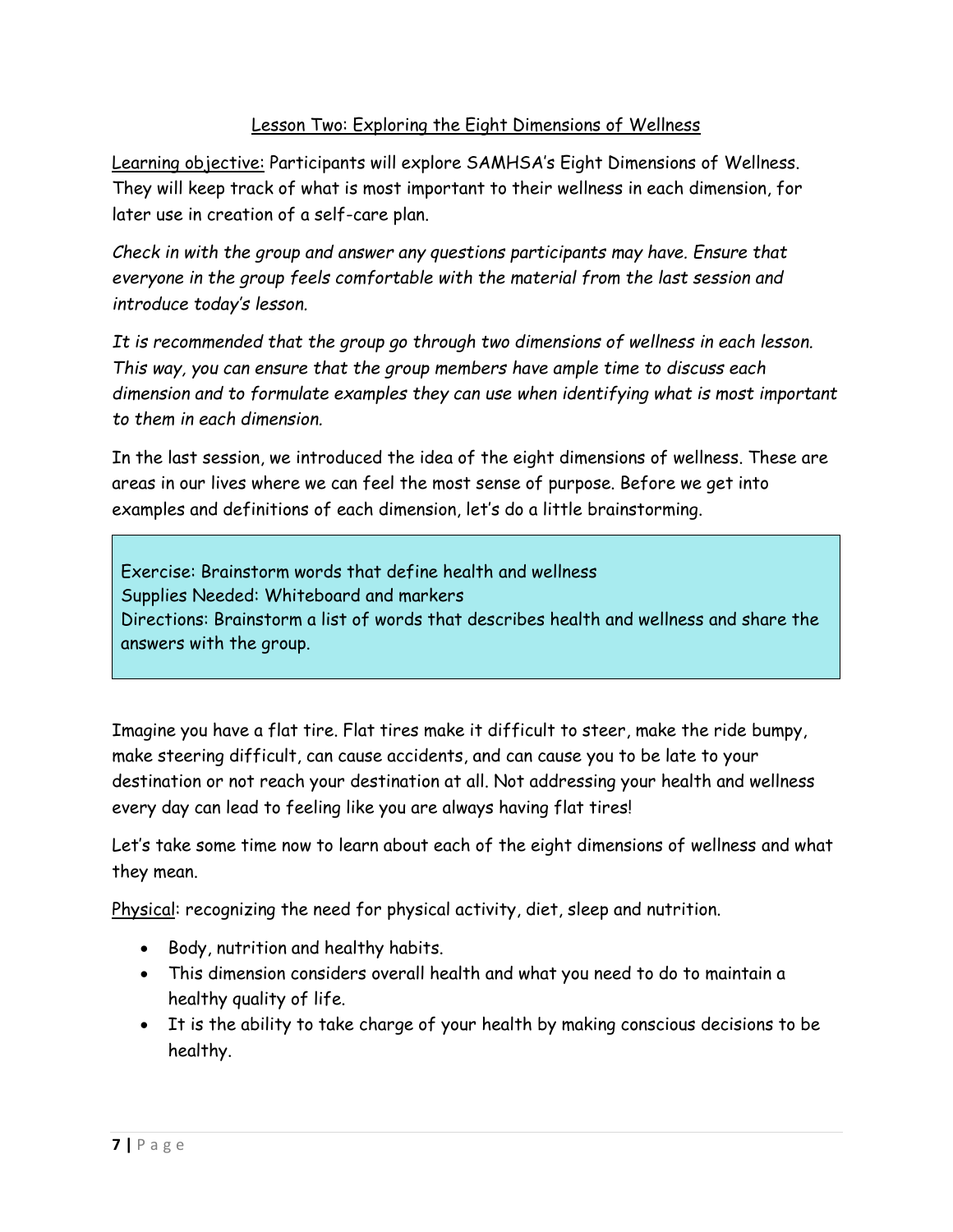## Lesson Two: Exploring the Eight Dimensions of Wellness

Learning objective: Participants will explore SAMHSA's Eight Dimensions of Wellness. They will keep track of what is most important to their wellness in each dimension, for later use in creation of a self-care plan.

*Check in with the group and answer any questions participants may have. Ensure that everyone in the group feels comfortable with the material from the last session and introduce today's lesson.*

*It is recommended that the group go through two dimensions of wellness in each lesson. This way, you can ensure that the group members have ample time to discuss each dimension and to formulate examples they can use when identifying what is most important to them in each dimension.*

In the last session, we introduced the idea of the eight dimensions of wellness. These are areas in our lives where we can feel the most sense of purpose. Before we get into examples and definitions of each dimension, let's do a little brainstorming.

> Exercise: Brainstorm words that define health and wellness
> Supplies Needed: Whiteboard and markers
> Directions: Brainstorm a list of words that describes health and wellness and share the answers with the group.

Imagine you have a flat tire. Flat tires make it difficult to steer, make the ride bumpy, make steering difficult, can cause accidents, and can cause you to be late to your destination or not reach your destination at all. Not addressing your health and wellness every day can lead to feeling like you are always having flat tires!

Let's take some time now to learn about each of the eight dimensions of wellness and what they mean.

Physical: recognizing the need for physical activity, diet, sleep and nutrition.

- Body, nutrition and healthy habits.
- This dimension considers overall health and what you need to do to maintain a healthy quality of life.
- It is the ability to take charge of your health by making conscious decisions to be healthy.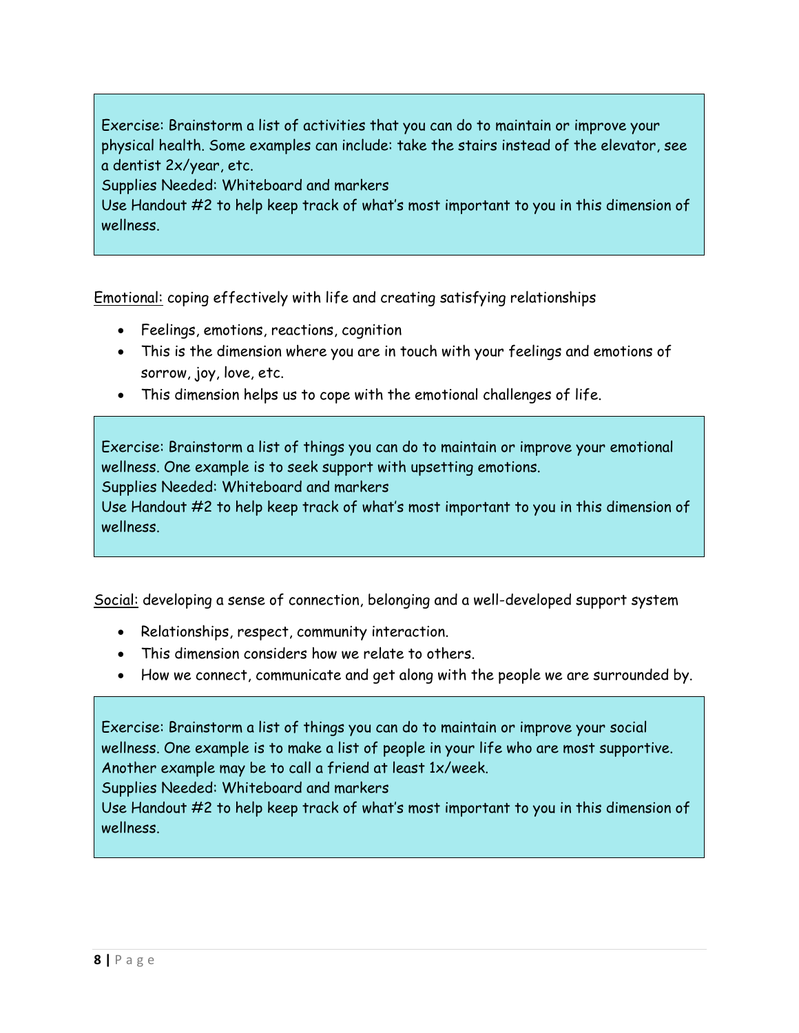Exercise: Brainstorm a list of activities that you can do to maintain or improve your physical health. Some examples can include: take the stairs instead of the elevator, see a dentist 2x/year, etc.
Supplies Needed: Whiteboard and markers
Use Handout #2 to help keep track of what's most important to you in this dimension of wellness.

Emotional: coping effectively with life and creating satisfying relationships

- Feelings, emotions, reactions, cognition
- This is the dimension where you are in touch with your feelings and emotions of sorrow, joy, love, etc.
- This dimension helps us to cope with the emotional challenges of life.

Exercise: Brainstorm a list of things you can do to maintain or improve your emotional wellness. One example is to seek support with upsetting emotions.
Supplies Needed: Whiteboard and markers
Use Handout #2 to help keep track of what's most important to you in this dimension of wellness.

Social: developing a sense of connection, belonging and a well-developed support system

- Relationships, respect, community interaction.
- This dimension considers how we relate to others.
- How we connect, communicate and get along with the people we are surrounded by.

Exercise: Brainstorm a list of things you can do to maintain or improve your social wellness. One example is to make a list of people in your life who are most supportive. Another example may be to call a friend at least 1x/week.
Supplies Needed: Whiteboard and markers
Use Handout #2 to help keep track of what's most important to you in this dimension of wellness.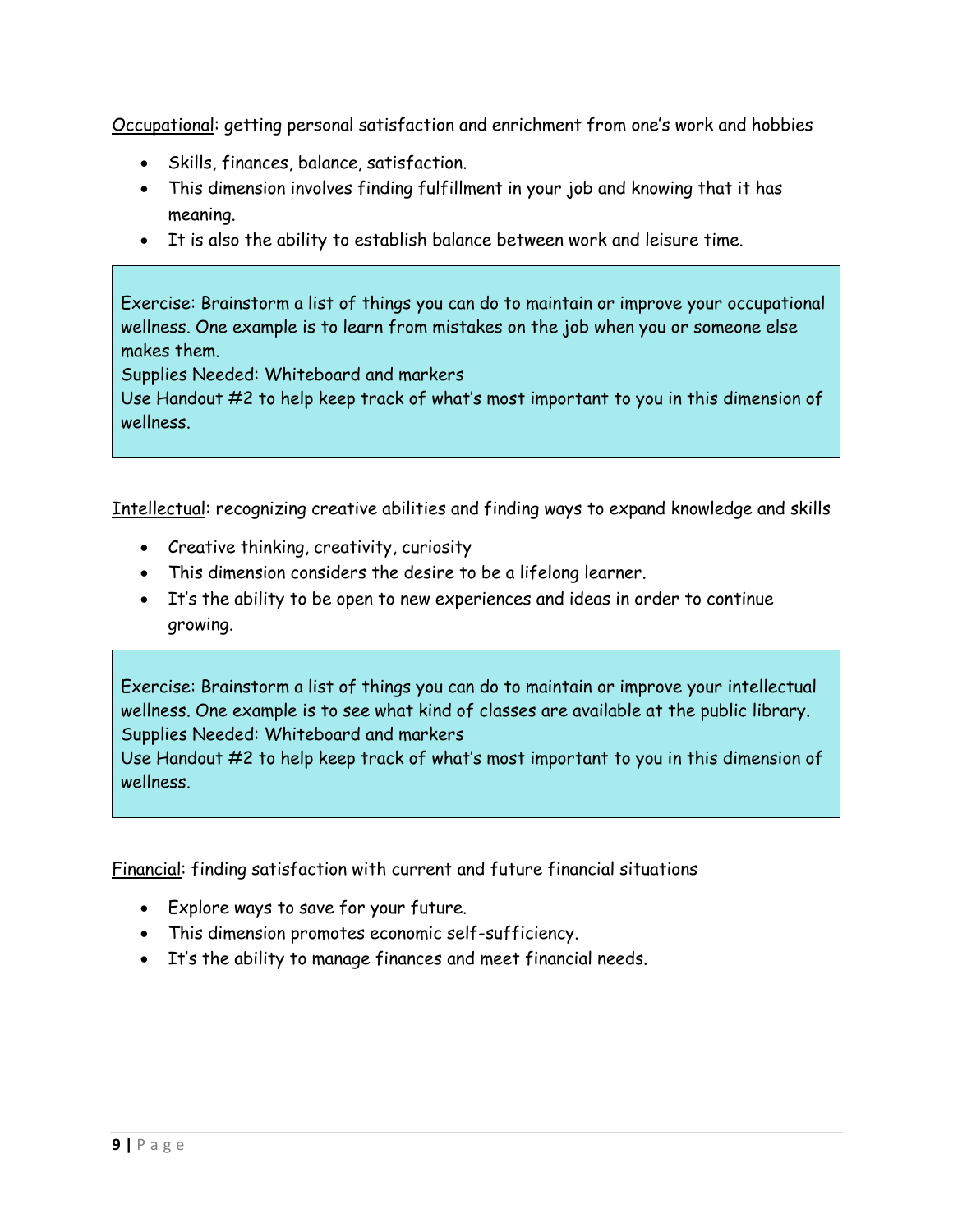Occupational: getting personal satisfaction and enrichment from one's work and hobbies

- Skills, finances, balance, satisfaction.
- This dimension involves finding fulfillment in your job and knowing that it has meaning.
- It is also the ability to establish balance between work and leisure time.

> Exercise: Brainstorm a list of things you can do to maintain or improve your occupational wellness. One example is to learn from mistakes on the job when you or someone else makes them.
> Supplies Needed: Whiteboard and markers
> Use Handout #2 to help keep track of what's most important to you in this dimension of wellness.

Intellectual: recognizing creative abilities and finding ways to expand knowledge and skills

- Creative thinking, creativity, curiosity
- This dimension considers the desire to be a lifelong learner.
- It's the ability to be open to new experiences and ideas in order to continue growing.

> Exercise: Brainstorm a list of things you can do to maintain or improve your intellectual wellness. One example is to see what kind of classes are available at the public library.
> Supplies Needed: Whiteboard and markers
> Use Handout #2 to help keep track of what's most important to you in this dimension of wellness.

Financial: finding satisfaction with current and future financial situations

- Explore ways to save for your future.
- This dimension promotes economic self-sufficiency.
- It's the ability to manage finances and meet financial needs.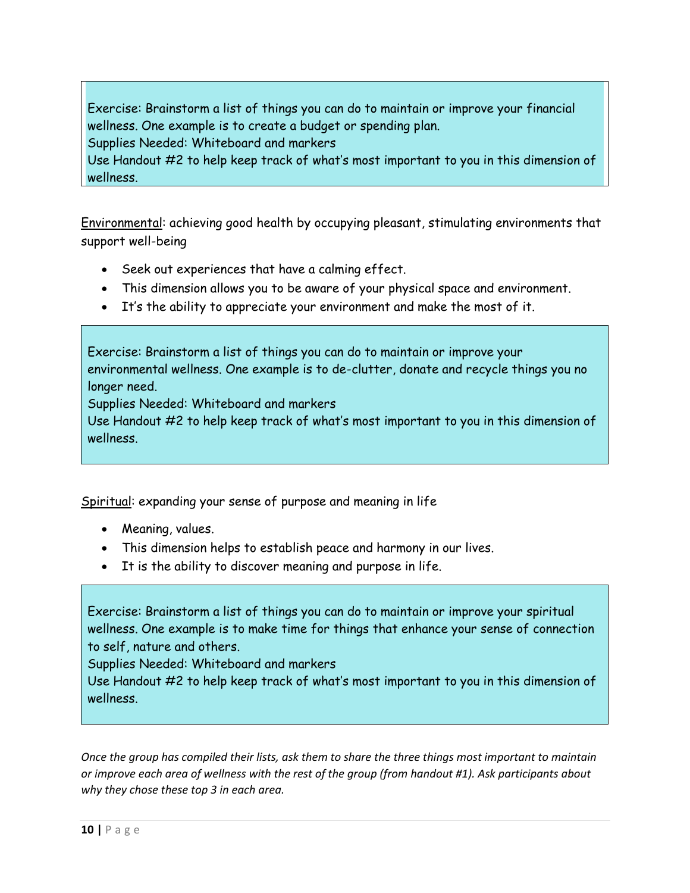Exercise: Brainstorm a list of things you can do to maintain or improve your financial wellness. One example is to create a budget or spending plan.
Supplies Needed: Whiteboard and markers
Use Handout #2 to help keep track of what's most important to you in this dimension of wellness.

Environmental: achieving good health by occupying pleasant, stimulating environments that support well-being

- Seek out experiences that have a calming effect.
- This dimension allows you to be aware of your physical space and environment.
- It's the ability to appreciate your environment and make the most of it.

Exercise: Brainstorm a list of things you can do to maintain or improve your environmental wellness. One example is to de-clutter, donate and recycle things you no longer need.
Supplies Needed: Whiteboard and markers
Use Handout #2 to help keep track of what's most important to you in this dimension of wellness.

Spiritual: expanding your sense of purpose and meaning in life

- Meaning, values.
- This dimension helps to establish peace and harmony in our lives.
- It is the ability to discover meaning and purpose in life.

Exercise: Brainstorm a list of things you can do to maintain or improve your spiritual wellness. One example is to make time for things that enhance your sense of connection to self, nature and others.
Supplies Needed: Whiteboard and markers
Use Handout #2 to help keep track of what's most important to you in this dimension of wellness.

*Once the group has compiled their lists, ask them to share the three things most important to maintain or improve each area of wellness with the rest of the group (from handout #1). Ask participants about why they chose these top 3 in each area.*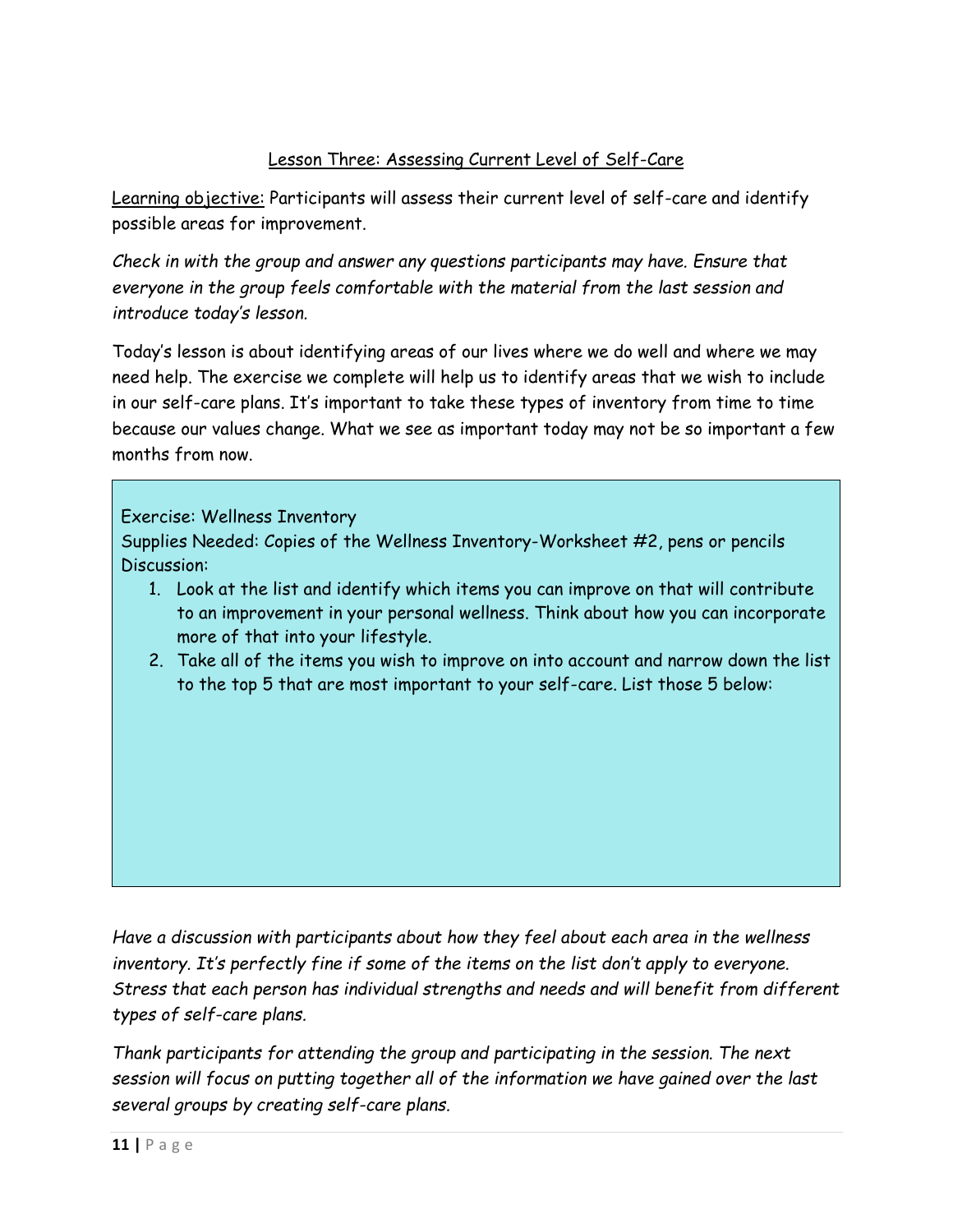## Lesson Three: Assessing Current Level of Self-Care

Learning objective: Participants will assess their current level of self-care and identify possible areas for improvement.

*Check in with the group and answer any questions participants may have. Ensure that everyone in the group feels comfortable with the material from the last session and introduce today's lesson.*

Today's lesson is about identifying areas of our lives where we do well and where we may need help. The exercise we complete will help us to identify areas that we wish to include in our self-care plans. It's important to take these types of inventory from time to time because our values change. What we see as important today may not be so important a few months from now.

Exercise: Wellness Inventory
Supplies Needed: Copies of the Wellness Inventory-Worksheet #2, pens or pencils
Discussion:

1. Look at the list and identify which items you can improve on that will contribute to an improvement in your personal wellness. Think about how you can incorporate more of that into your lifestyle.
2. Take all of the items you wish to improve on into account and narrow down the list to the top 5 that are most important to your self-care. List those 5 below:

*Have a discussion with participants about how they feel about each area in the wellness inventory. It's perfectly fine if some of the items on the list don't apply to everyone. Stress that each person has individual strengths and needs and will benefit from different types of self-care plans.*

*Thank participants for attending the group and participating in the session. The next session will focus on putting together all of the information we have gained over the last several groups by creating self-care plans.*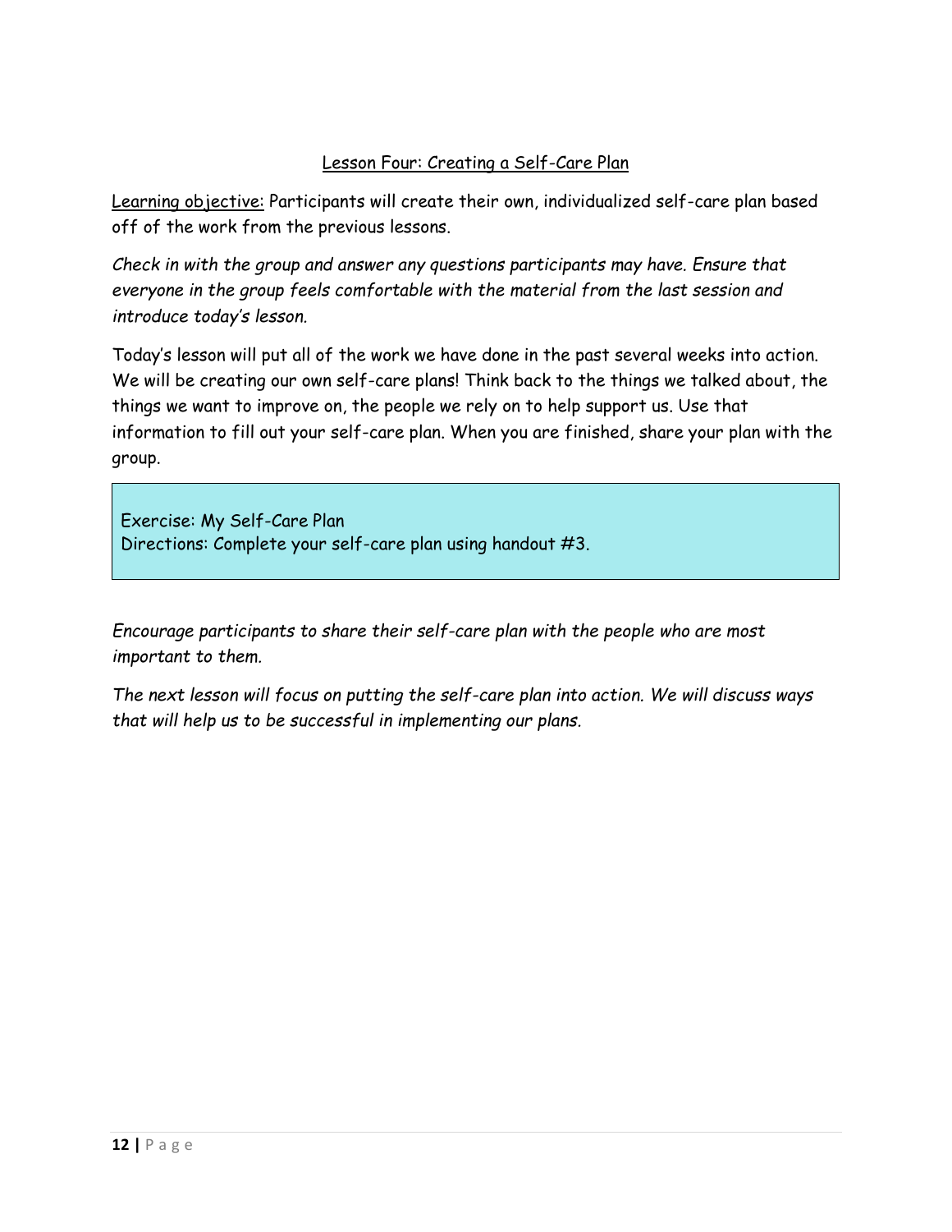## Lesson Four: Creating a Self-Care Plan

Learning objective: Participants will create their own, individualized self-care plan based off of the work from the previous lessons.

*Check in with the group and answer any questions participants may have. Ensure that everyone in the group feels comfortable with the material from the last session and introduce today's lesson.*

Today's lesson will put all of the work we have done in the past several weeks into action. We will be creating our own self-care plans! Think back to the things we talked about, the things we want to improve on, the people we rely on to help support us. Use that information to fill out your self-care plan. When you are finished, share your plan with the group.

> Exercise: My Self-Care Plan
> Directions: Complete your self-care plan using handout #3.

*Encourage participants to share their self-care plan with the people who are most important to them.*

*The next lesson will focus on putting the self-care plan into action. We will discuss ways that will help us to be successful in implementing our plans.*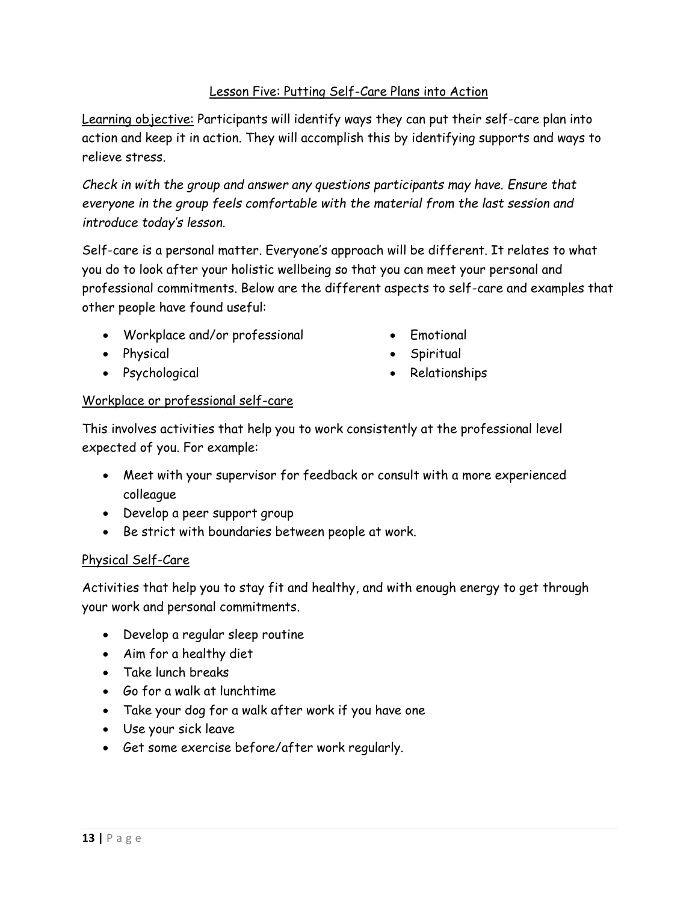## Lesson Five: Putting Self-Care Plans into Action

Learning objective: Participants will identify ways they can put their self-care plan into action and keep it in action. They will accomplish this by identifying supports and ways to relieve stress.

*Check in with the group and answer any questions participants may have. Ensure that everyone in the group feels comfortable with the material from the last session and introduce today's lesson.*

Self-care is a personal matter. Everyone's approach will be different. It relates to what you do to look after your holistic wellbeing so that you can meet your personal and professional commitments. Below are the different aspects to self-care and examples that other people have found useful:

- Workplace and/or professional
- Physical
- Psychological
- Emotional
- Spiritual
- Relationships

### Workplace or professional self-care

This involves activities that help you to work consistently at the professional level expected of you. For example:

- Meet with your supervisor for feedback or consult with a more experienced colleague
- Develop a peer support group
- Be strict with boundaries between people at work.

### Physical Self-Care

Activities that help you to stay fit and healthy, and with enough energy to get through your work and personal commitments.

- Develop a regular sleep routine
- Aim for a healthy diet
- Take lunch breaks
- Go for a walk at lunchtime
- Take your dog for a walk after work if you have one
- Use your sick leave
- Get some exercise before/after work regularly.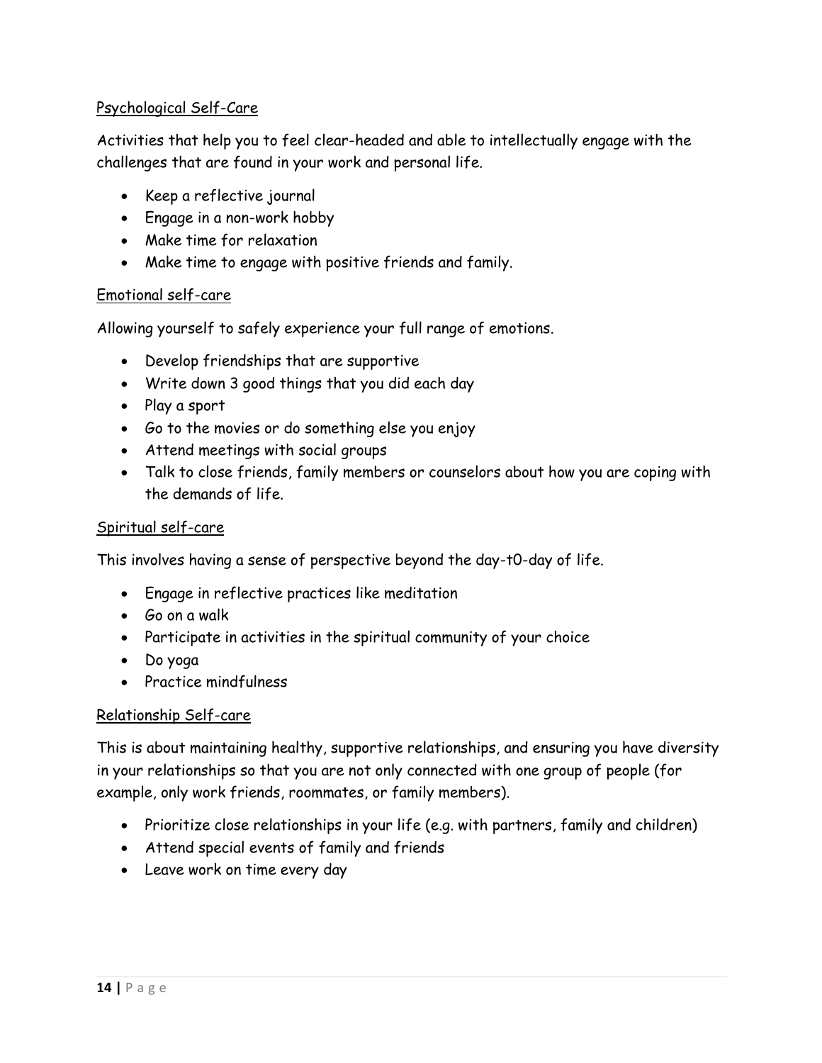Psychological Self-Care

Activities that help you to feel clear-headed and able to intellectually engage with the challenges that are found in your work and personal life.

- Keep a reflective journal
- Engage in a non-work hobby
- Make time for relaxation
- Make time to engage with positive friends and family.

Emotional self-care

Allowing yourself to safely experience your full range of emotions.

- Develop friendships that are supportive
- Write down 3 good things that you did each day
- Play a sport
- Go to the movies or do something else you enjoy
- Attend meetings with social groups
- Talk to close friends, family members or counselors about how you are coping with the demands of life.

Spiritual self-care

This involves having a sense of perspective beyond the day-t0-day of life.

- Engage in reflective practices like meditation
- Go on a walk
- Participate in activities in the spiritual community of your choice
- Do yoga
- Practice mindfulness

Relationship Self-care

This is about maintaining healthy, supportive relationships, and ensuring you have diversity in your relationships so that you are not only connected with one group of people (for example, only work friends, roommates, or family members).

- Prioritize close relationships in your life (e.g. with partners, family and children)
- Attend special events of family and friends
- Leave work on time every day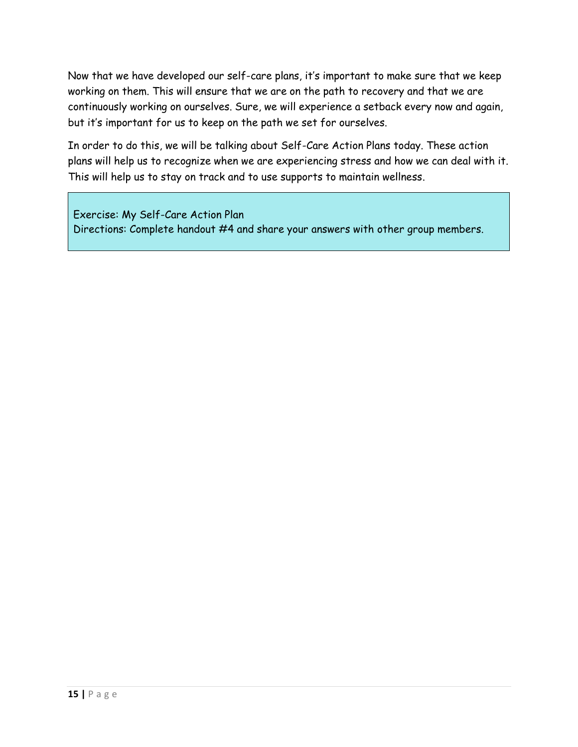Now that we have developed our self-care plans, it's important to make sure that we keep working on them. This will ensure that we are on the path to recovery and that we are continuously working on ourselves. Sure, we will experience a setback every now and again, but it's important for us to keep on the path we set for ourselves.

In order to do this, we will be talking about Self-Care Action Plans today. These action plans will help us to recognize when we are experiencing stress and how we can deal with it. This will help us to stay on track and to use supports to maintain wellness.

> Exercise: My Self-Care Action Plan
> Directions: Complete handout #4 and share your answers with other group members.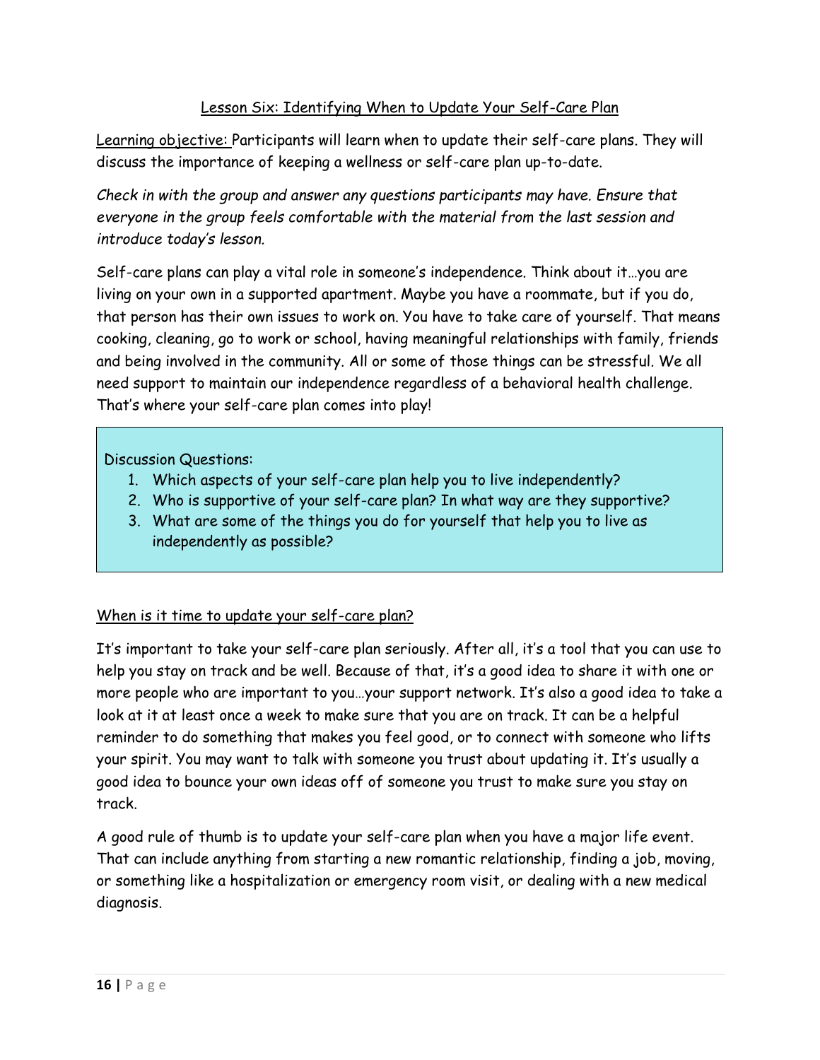## Lesson Six: Identifying When to Update Your Self-Care Plan

Learning objective: Participants will learn when to update their self-care plans. They will discuss the importance of keeping a wellness or self-care plan up-to-date.

*Check in with the group and answer any questions participants may have. Ensure that everyone in the group feels comfortable with the material from the last session and introduce today's lesson.*

Self-care plans can play a vital role in someone's independence. Think about it…you are living on your own in a supported apartment. Maybe you have a roommate, but if you do, that person has their own issues to work on. You have to take care of yourself. That means cooking, cleaning, go to work or school, having meaningful relationships with family, friends and being involved in the community. All or some of those things can be stressful. We all need support to maintain our independence regardless of a behavioral health challenge. That's where your self-care plan comes into play!

Discussion Questions:

1. Which aspects of your self-care plan help you to live independently?
2. Who is supportive of your self-care plan? In what way are they supportive?
3. What are some of the things you do for yourself that help you to live as independently as possible?

### When is it time to update your self-care plan?

It's important to take your self-care plan seriously. After all, it's a tool that you can use to help you stay on track and be well. Because of that, it's a good idea to share it with one or more people who are important to you…your support network. It's also a good idea to take a look at it at least once a week to make sure that you are on track. It can be a helpful reminder to do something that makes you feel good, or to connect with someone who lifts your spirit. You may want to talk with someone you trust about updating it. It's usually a good idea to bounce your own ideas off of someone you trust to make sure you stay on track.

A good rule of thumb is to update your self-care plan when you have a major life event. That can include anything from starting a new romantic relationship, finding a job, moving, or something like a hospitalization or emergency room visit, or dealing with a new medical diagnosis.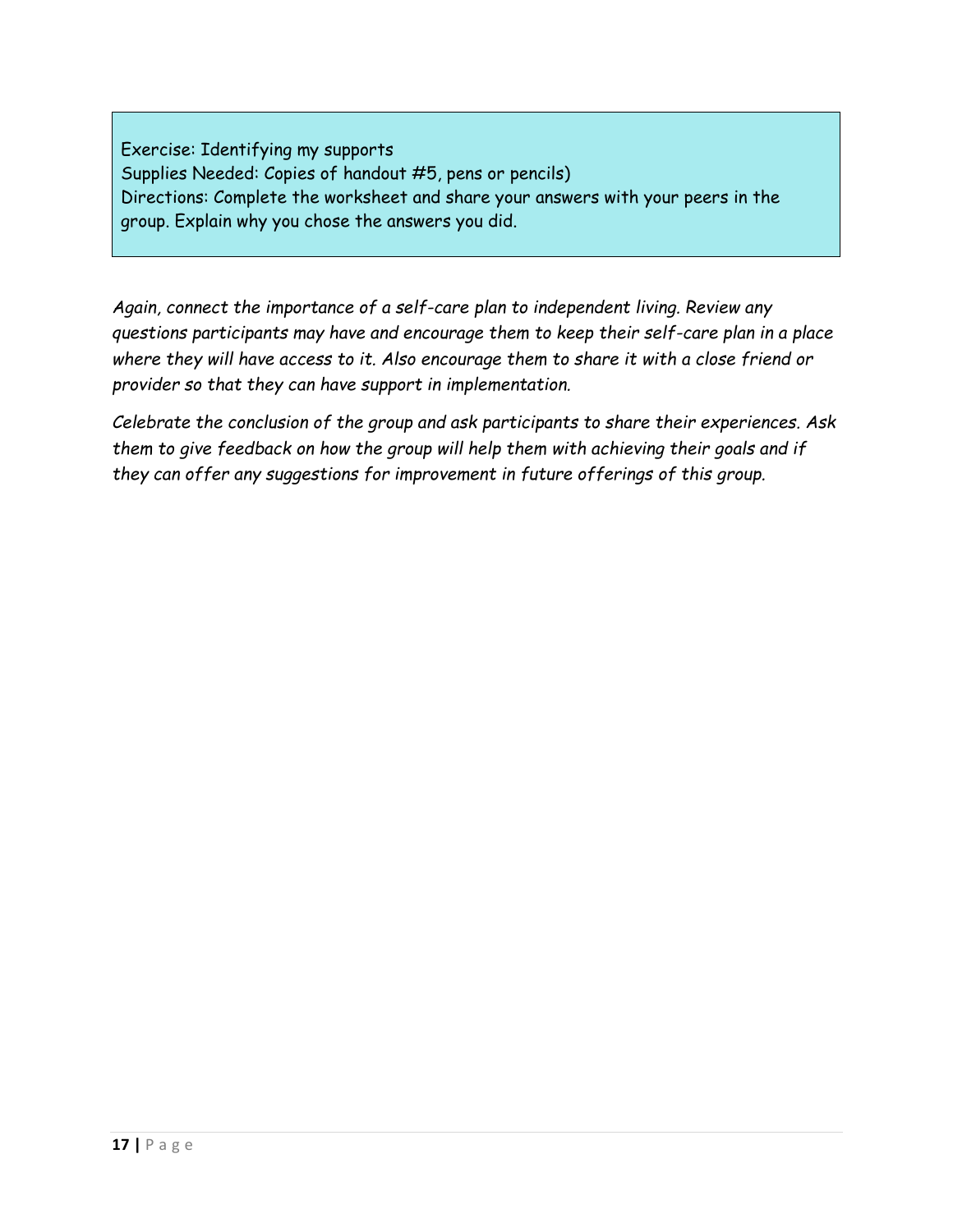Exercise: Identifying my supports
Supplies Needed: Copies of handout #5, pens or pencils)
Directions: Complete the worksheet and share your answers with your peers in the group. Explain why you chose the answers you did.

*Again, connect the importance of a self-care plan to independent living. Review any questions participants may have and encourage them to keep their self-care plan in a place where they will have access to it. Also encourage them to share it with a close friend or provider so that they can have support in implementation.*

*Celebrate the conclusion of the group and ask participants to share their experiences. Ask them to give feedback on how the group will help them with achieving their goals and if they can offer any suggestions for improvement in future offerings of this group.*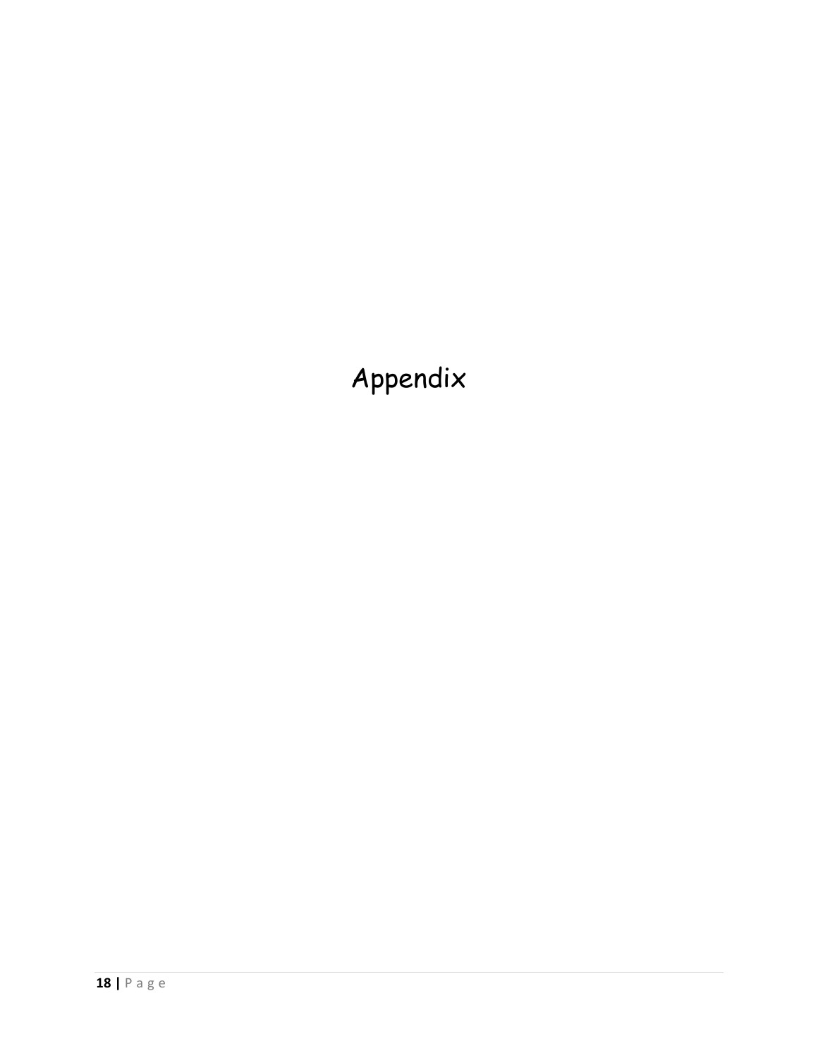# Appendix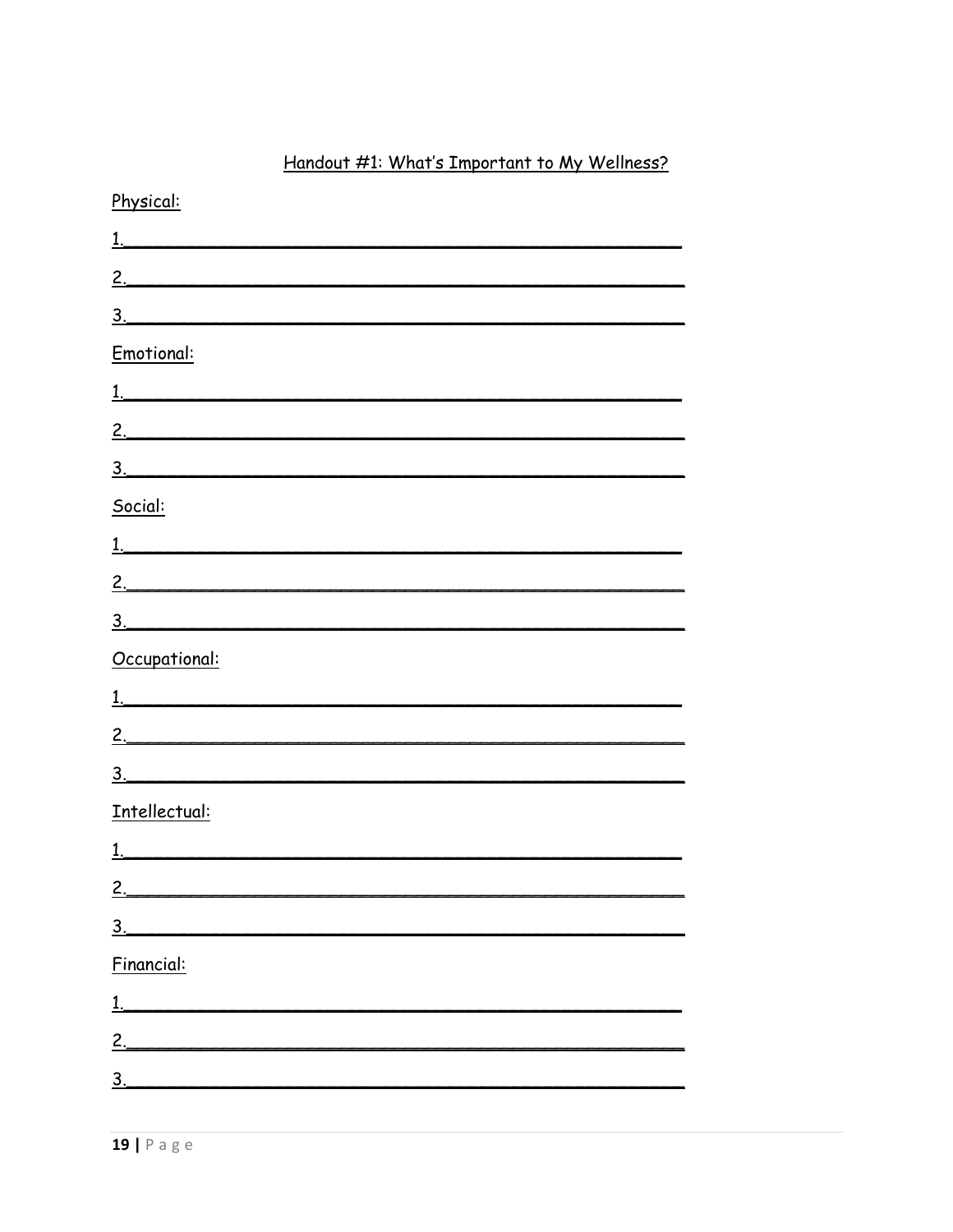## Handout #1: What's Important to My Wellness?

Physical:

1.______________________________________________

2.______________________________________________

3.______________________________________________

Emotional:

1.______________________________________________

2.______________________________________________

3.______________________________________________

Social:

1.______________________________________________

2.______________________________________________

3.______________________________________________

Occupational:

1.______________________________________________

2.______________________________________________

3.______________________________________________

Intellectual:

1.______________________________________________

2.______________________________________________

3.______________________________________________

Financial:

1.______________________________________________

2.______________________________________________

3.______________________________________________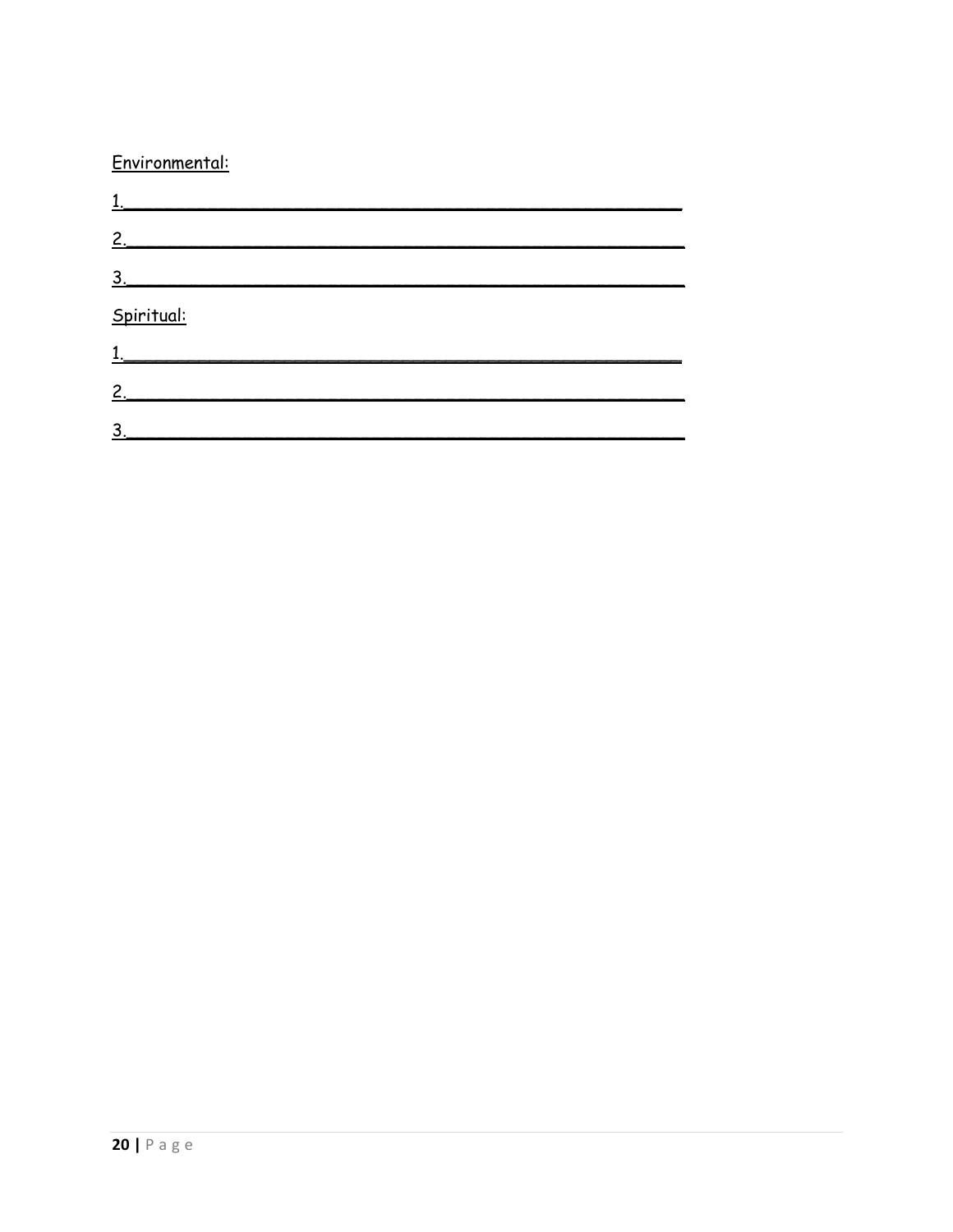Environmental:

1.______________________________________________

2.______________________________________________

3.______________________________________________

Spiritual:

1.______________________________________________

2.______________________________________________

3.______________________________________________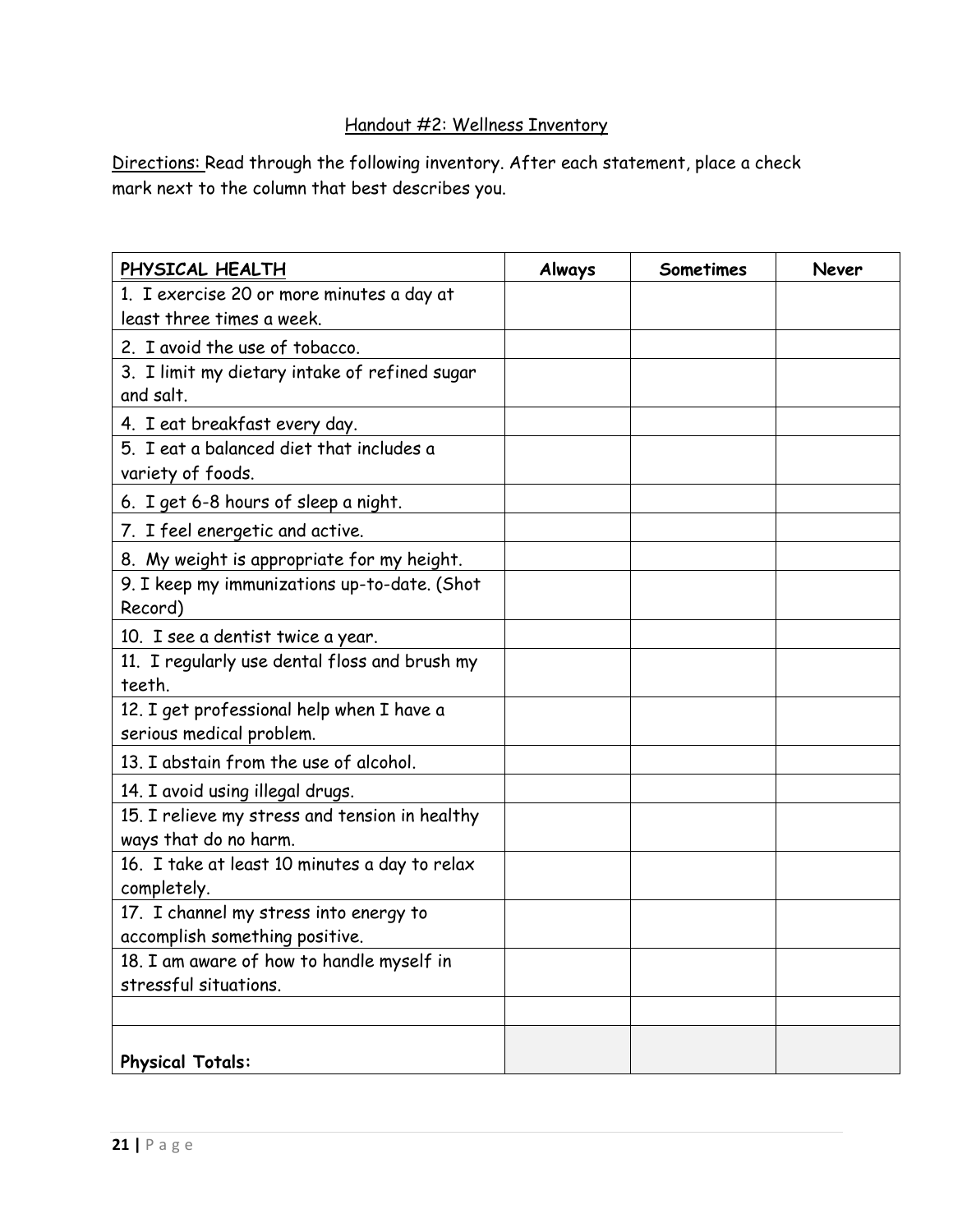Handout #2: Wellness Inventory

Directions: Read through the following inventory. After each statement, place a check mark next to the column that best describes you.

| PHYSICAL HEALTH | Always | Sometimes | Never |
| --- | --- | --- | --- |
| 1. I exercise 20 or more minutes a day at least three times a week. | | | |
| 2. I avoid the use of tobacco. | | | |
| 3. I limit my dietary intake of refined sugar and salt. | | | |
| 4. I eat breakfast every day. | | | |
| 5. I eat a balanced diet that includes a variety of foods. | | | |
| 6. I get 6-8 hours of sleep a night. | | | |
| 7. I feel energetic and active. | | | |
| 8. My weight is appropriate for my height. | | | |
| 9. I keep my immunizations up-to-date. (Shot Record) | | | |
| 10. I see a dentist twice a year. | | | |
| 11. I regularly use dental floss and brush my teeth. | | | |
| 12. I get professional help when I have a serious medical problem. | | | |
| 13. I abstain from the use of alcohol. | | | |
| 14. I avoid using illegal drugs. | | | |
| 15. I relieve my stress and tension in healthy ways that do no harm. | | | |
| 16. I take at least 10 minutes a day to relax completely. | | | |
| 17. I channel my stress into energy to accomplish something positive. | | | |
| 18. I am aware of how to handle myself in stressful situations. | | | |
| | | | |
| **Physical Totals:** | | | |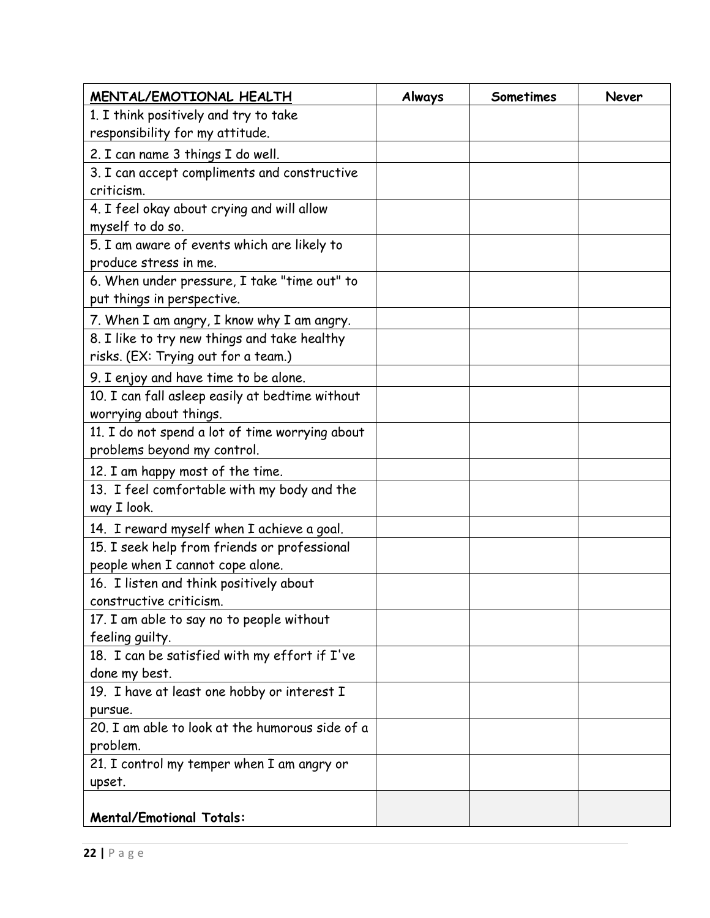| <u>MENTAL/EMOTIONAL HEALTH</u> | Always | Sometimes | Never |
|---|---|---|---|
| 1. I think positively and try to take responsibility for my attitude. | | | |
| 2. I can name 3 things I do well. | | | |
| 3. I can accept compliments and constructive criticism. | | | |
| 4. I feel okay about crying and will allow myself to do so. | | | |
| 5. I am aware of events which are likely to produce stress in me. | | | |
| 6. When under pressure, I take "time out" to put things in perspective. | | | |
| 7. When I am angry, I know why I am angry. | | | |
| 8. I like to try new things and take healthy risks. (EX: Trying out for a team.) | | | |
| 9. I enjoy and have time to be alone. | | | |
| 10. I can fall asleep easily at bedtime without worrying about things. | | | |
| 11. I do not spend a lot of time worrying about problems beyond my control. | | | |
| 12. I am happy most of the time. | | | |
| 13. I feel comfortable with my body and the way I look. | | | |
| 14. I reward myself when I achieve a goal. | | | |
| 15. I seek help from friends or professional people when I cannot cope alone. | | | |
| 16. I listen and think positively about constructive criticism. | | | |
| 17. I am able to say no to people without feeling guilty. | | | |
| 18. I can be satisfied with my effort if I've done my best. | | | |
| 19. I have at least one hobby or interest I pursue. | | | |
| 20. I am able to look at the humorous side of a problem. | | | |
| 21. I control my temper when I am angry or upset. | | | |
| **Mental/Emotional Totals:** | | | |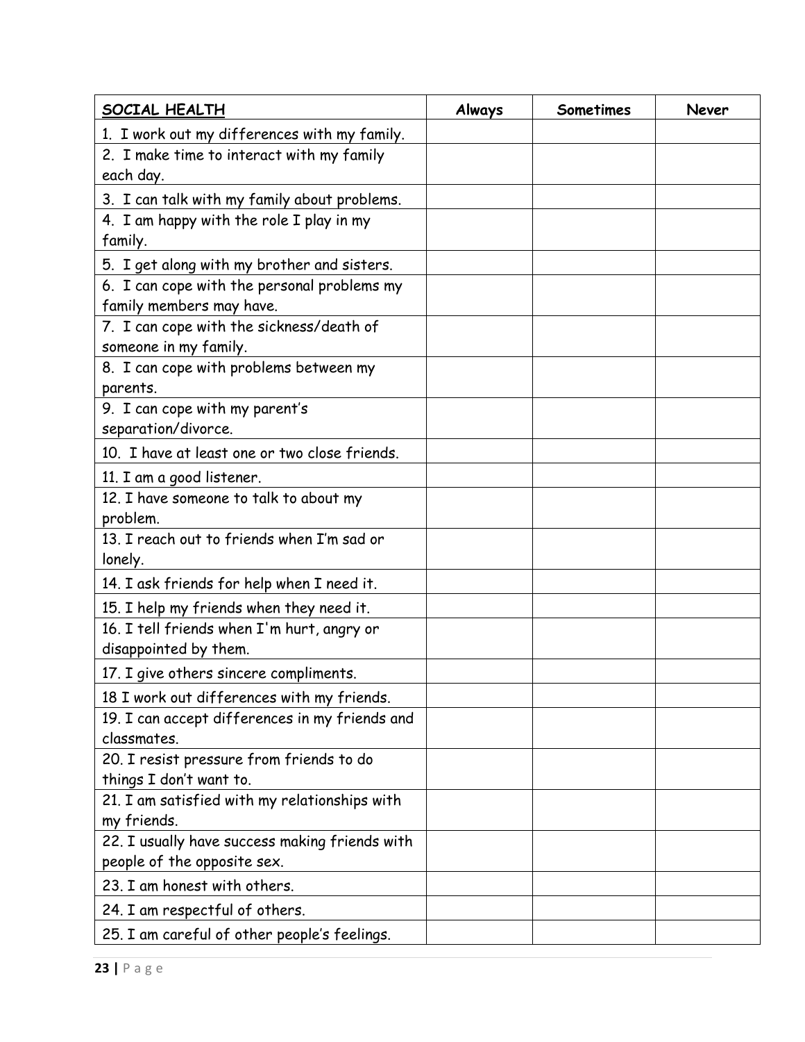| SOCIAL HEALTH | Always | Sometimes | Never |
|---|---|---|---|
| 1. I work out my differences with my family. | | | |
| 2. I make time to interact with my family each day. | | | |
| 3. I can talk with my family about problems. | | | |
| 4. I am happy with the role I play in my family. | | | |
| 5. I get along with my brother and sisters. | | | |
| 6. I can cope with the personal problems my family members may have. | | | |
| 7. I can cope with the sickness/death of someone in my family. | | | |
| 8. I can cope with problems between my parents. | | | |
| 9. I can cope with my parent's separation/divorce. | | | |
| 10. I have at least one or two close friends. | | | |
| 11. I am a good listener. | | | |
| 12. I have someone to talk to about my problem. | | | |
| 13. I reach out to friends when I'm sad or lonely. | | | |
| 14. I ask friends for help when I need it. | | | |
| 15. I help my friends when they need it. | | | |
| 16. I tell friends when I'm hurt, angry or disappointed by them. | | | |
| 17. I give others sincere compliments. | | | |
| 18 I work out differences with my friends. | | | |
| 19. I can accept differences in my friends and classmates. | | | |
| 20. I resist pressure from friends to do things I don't want to. | | | |
| 21. I am satisfied with my relationships with my friends. | | | |
| 22. I usually have success making friends with people of the opposite sex. | | | |
| 23. I am honest with others. | | | |
| 24. I am respectful of others. | | | |
| 25. I am careful of other people's feelings. | | | |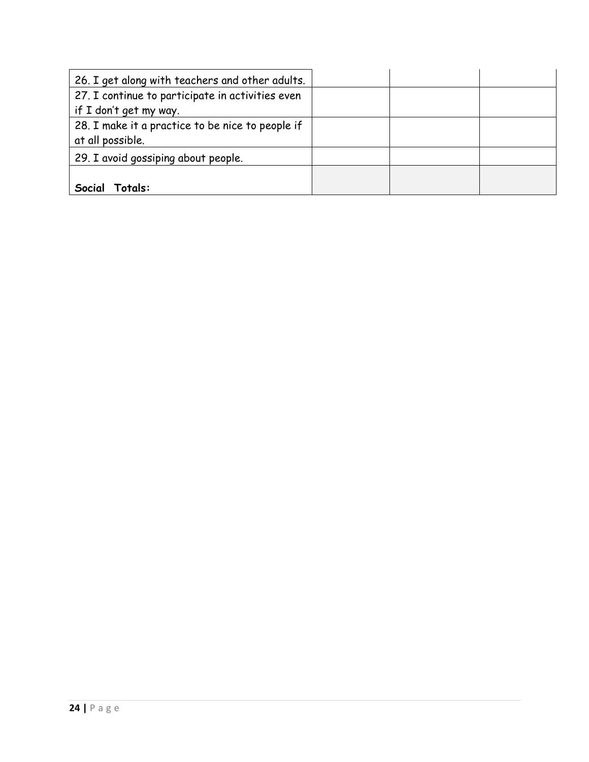| | | | |
|---|---|---|---|
| 26. I get along with teachers and other adults. | | | |
| 27. I continue to participate in activities even if I don’t get my way. | | | |
| 28. I make it a practice to be nice to people if at all possible. | | | |
| 29. I avoid gossiping about people. | | | |
| **Social Totals:** | | | |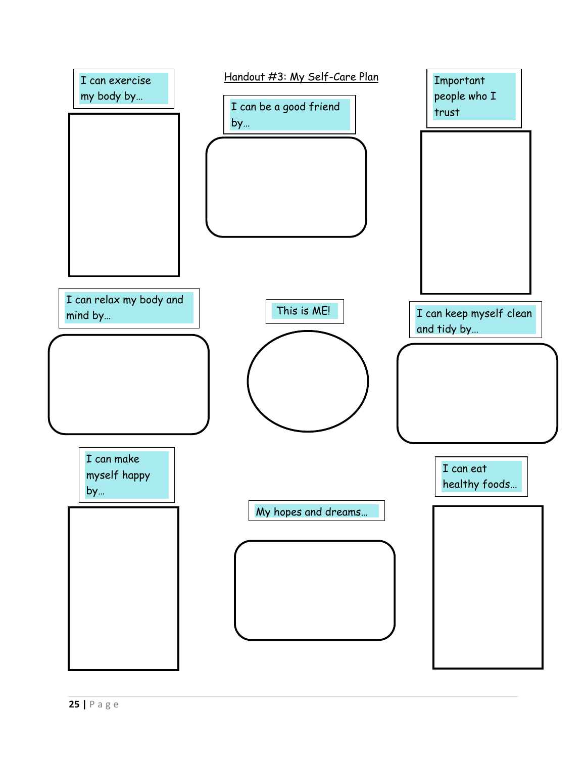# Handout #3: My Self-Care Plan

I can exercise my body by…

I can be a good friend by…

Important people who I trust

I can relax my body and mind by…

This is ME!

I can keep myself clean and tidy by…

I can make myself happy by…

My hopes and dreams…

I can eat healthy foods…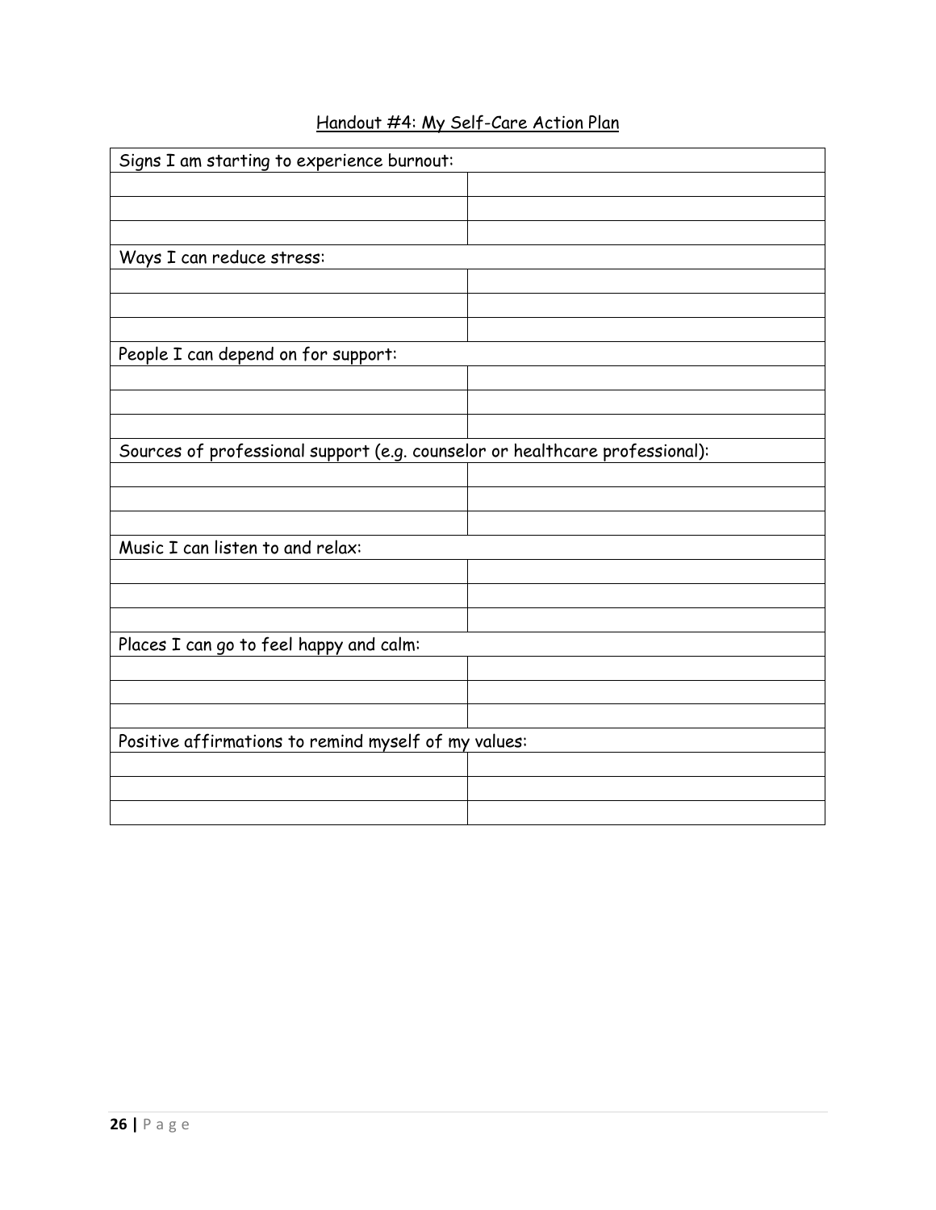## Handout #4: My Self-Care Action Plan

| Signs I am starting to experience burnout: | |
|---|---|
| | |
| | |
| | |
| **Ways I can reduce stress:** | |
| | |
| | |
| | |
| **People I can depend on for support:** | |
| | |
| | |
| | |
| **Sources of professional support (e.g. counselor or healthcare professional):** | |
| | |
| | |
| | |
| **Music I can listen to and relax:** | |
| | |
| | |
| | |
| **Places I can go to feel happy and calm:** | |
| | |
| | |
| | |
| **Positive affirmations to remind myself of my values:** | |
| | |
| | |
| | |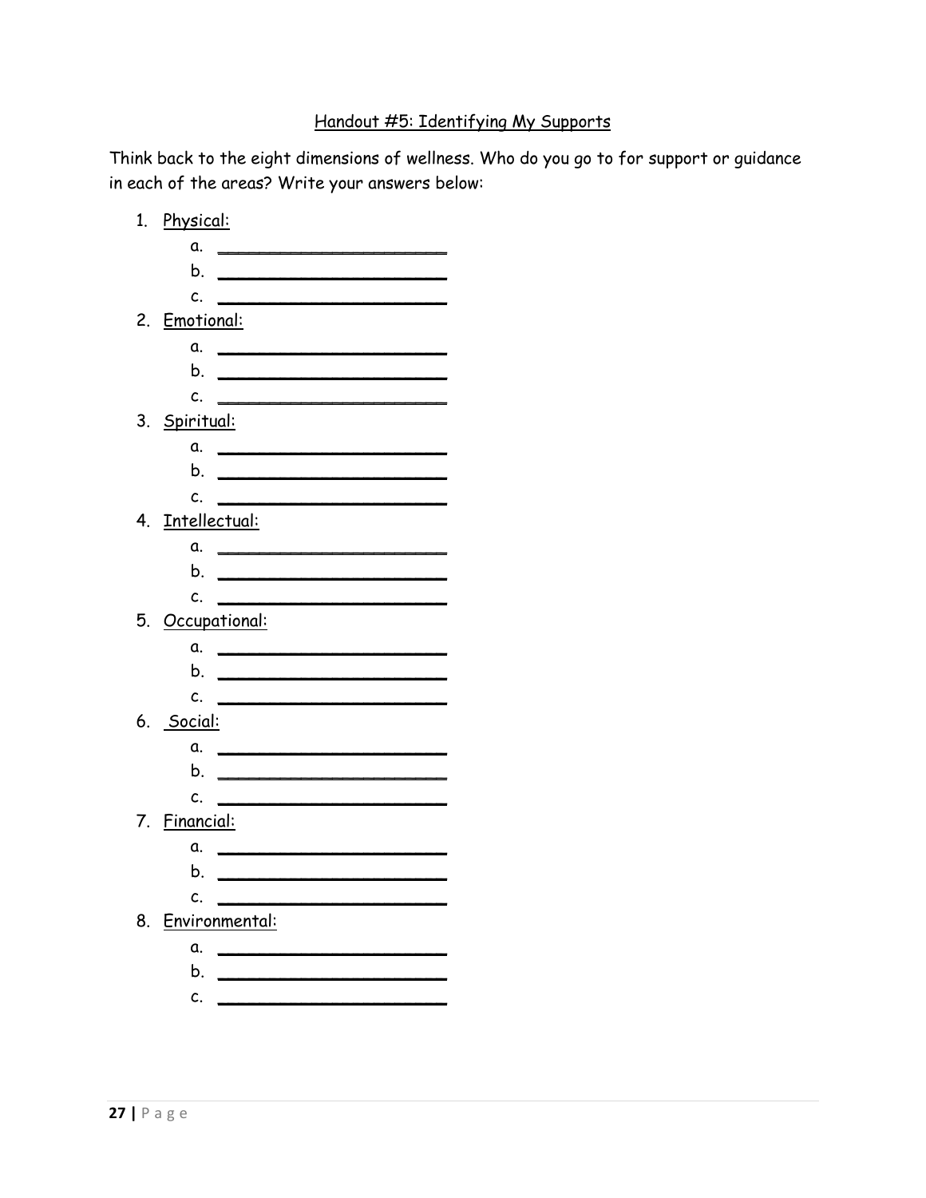## Handout #5: Identifying My Supports

Think back to the eight dimensions of wellness. Who do you go to for support or guidance in each of the areas? Write your answers below:

1. Physical:
   a. ______________________
   b. ______________________
   c. ______________________
2. Emotional:
   a. ______________________
   b. ______________________
   c. ______________________
3. Spiritual:
   a. ______________________
   b. ______________________
   c. ______________________
4. Intellectual:
   a. ______________________
   b. ______________________
   c. ______________________
5. Occupational:
   a. ______________________
   b. ______________________
   c. ______________________
6. Social:
   a. ______________________
   b. ______________________
   c. ______________________
7. Financial:
   a. ______________________
   b. ______________________
   c. ______________________
8. Environmental:
   a. ______________________
   b. ______________________
   c. ______________________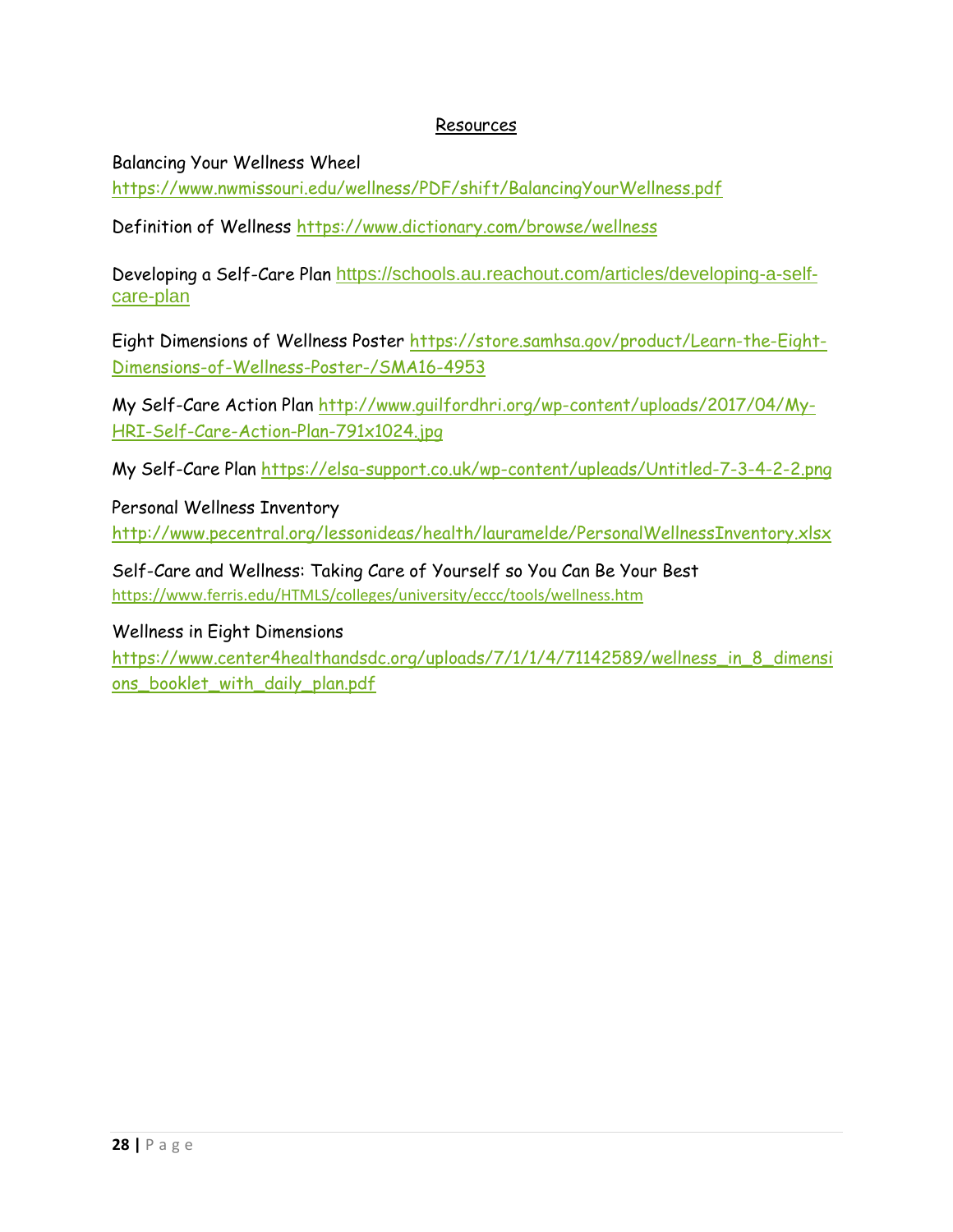## Resources

Balancing Your Wellness Wheel
https://www.nwmissouri.edu/wellness/PDF/shift/BalancingYourWellness.pdf

Definition of Wellness https://www.dictionary.com/browse/wellness

Developing a Self-Care Plan https://schools.au.reachout.com/articles/developing-a-self-care-plan

Eight Dimensions of Wellness Poster https://store.samhsa.gov/product/Learn-the-Eight-Dimensions-of-Wellness-Poster-/SMA16-4953

My Self-Care Action Plan http://www.guilfordhri.org/wp-content/uploads/2017/04/My-HRI-Self-Care-Action-Plan-791x1024.jpg

My Self-Care Plan https://elsa-support.co.uk/wp-content/upleads/Untitled-7-3-4-2-2.png

Personal Wellness Inventory
http://www.pecentral.org/lessonideas/health/laurameIde/PersonalWellnessInventory.xlsx

Self-Care and Wellness: Taking Care of Yourself so You Can Be Your Best
https://www.ferris.edu/HTMLS/colleges/university/eccc/tools/wellness.htm

Wellness in Eight Dimensions
https://www.center4healthandsdc.org/uploads/7/1/1/4/71142589/wellness_in_8_dimensions_booklet_with_daily_plan.pdf